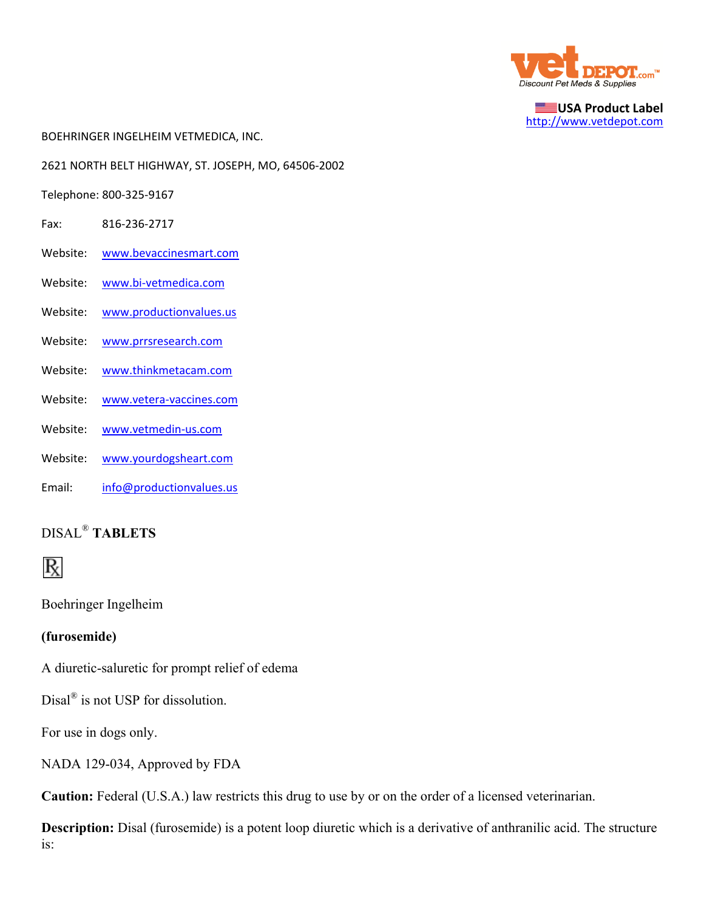USA Product Label
http://www.vetdepot.com

BOEHRINGER INGELHEIM VETMEDICA, INC.

2621 NORTH BELT HIGHWAY, ST. JOSEPH, MO, 64506-2002

Telephone: 800-325-9167

Fax: 816-236-2717

Website: www.bevaccinesmart.com

Website: www.bi-vetmedica.com

Website: www.productionvalues.us

Website: www.prrsresearch.com

Website: www.thinkmetacam.com

Website: www.vetera-vaccines.com

Website: www.vetmedin-us.com

Website: www.yourdogsheart.com

Email: info@productionvalues.us

# DISAL® TABLETS

℞

Boehringer Ingelheim

**(furosemide)**

A diuretic-saluretic for prompt relief of edema

Disal® is not USP for dissolution.

For use in dogs only.

NADA 129-034, Approved by FDA

**Caution:** Federal (U.S.A.) law restricts this drug to use by or on the order of a licensed veterinarian.

**Description:** Disal (furosemide) is a potent loop diuretic which is a derivative of anthranilic acid. The structure is: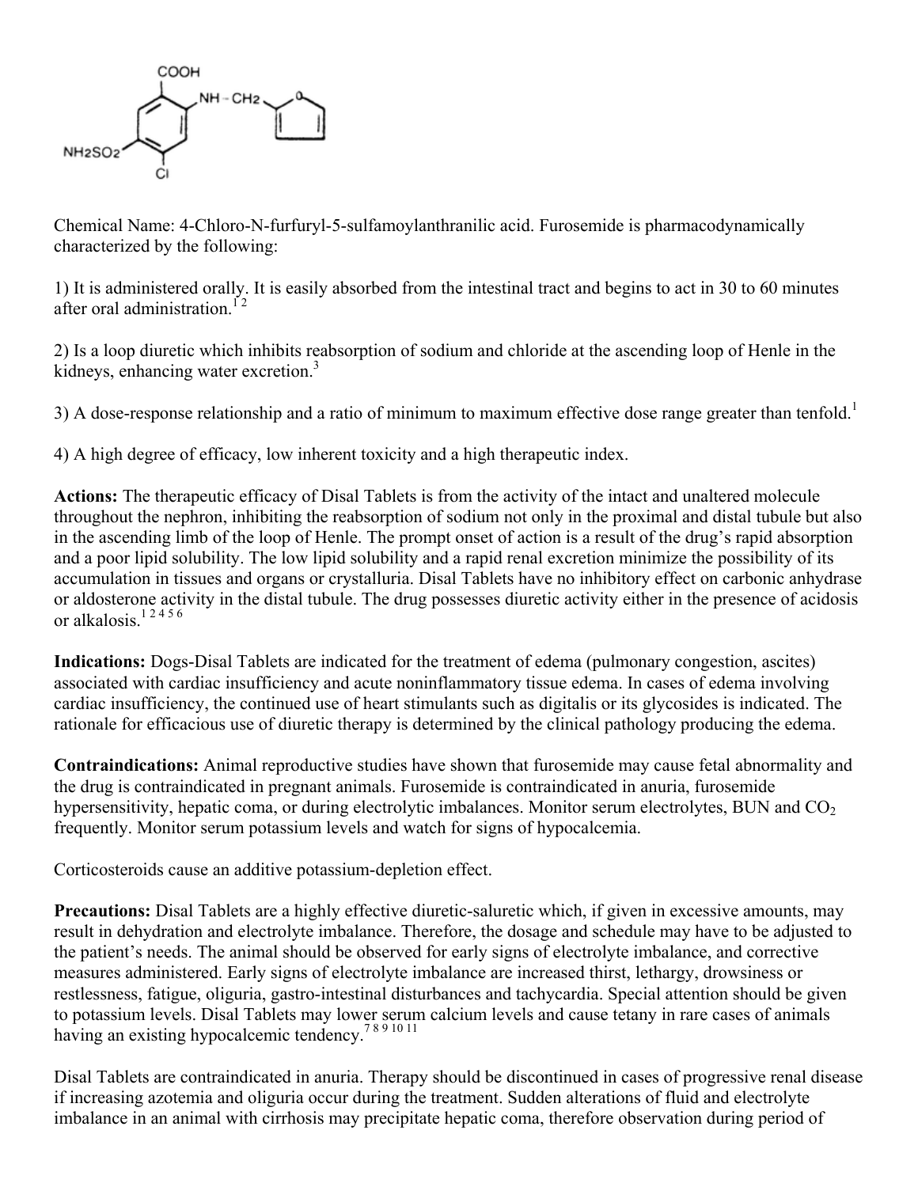Chemical Name: 4-Chloro-N-furfuryl-5-sulfamoylanthranilic acid. Furosemide is pharmacodynamically characterized by the following:

1) It is administered orally. It is easily absorbed from the intestinal tract and begins to act in 30 to 60 minutes after oral administration.[1 2]

2) Is a loop diuretic which inhibits reabsorption of sodium and chloride at the ascending loop of Henle in the kidneys, enhancing water excretion.[3]

3) A dose-response relationship and a ratio of minimum to maximum effective dose range greater than tenfold.[1]

4) A high degree of efficacy, low inherent toxicity and a high therapeutic index.

**Actions:** The therapeutic efficacy of Disal Tablets is from the activity of the intact and unaltered molecule throughout the nephron, inhibiting the reabsorption of sodium not only in the proximal and distal tubule but also in the ascending limb of the loop of Henle. The prompt onset of action is a result of the drug's rapid absorption and a poor lipid solubility. The low lipid solubility and a rapid renal excretion minimize the possibility of its accumulation in tissues and organs or crystalluria. Disal Tablets have no inhibitory effect on carbonic anhydrase or aldosterone activity in the distal tubule. The drug possesses diuretic activity either in the presence of acidosis or alkalosis.[1 2 4 5 6]

**Indications:** Dogs-Disal Tablets are indicated for the treatment of edema (pulmonary congestion, ascites) associated with cardiac insufficiency and acute noninflammatory tissue edema. In cases of edema involving cardiac insufficiency, the continued use of heart stimulants such as digitalis or its glycosides is indicated. The rationale for efficacious use of diuretic therapy is determined by the clinical pathology producing the edema.

**Contraindications:** Animal reproductive studies have shown that furosemide may cause fetal abnormality and the drug is contraindicated in pregnant animals. Furosemide is contraindicated in anuria, furosemide hypersensitivity, hepatic coma, or during electrolytic imbalances. Monitor serum electrolytes, BUN and $CO_2$ frequently. Monitor serum potassium levels and watch for signs of hypocalcemia.

Corticosteroids cause an additive potassium-depletion effect.

**Precautions:** Disal Tablets are a highly effective diuretic-saluretic which, if given in excessive amounts, may result in dehydration and electrolyte imbalance. Therefore, the dosage and schedule may have to be adjusted to the patient's needs. The animal should be observed for early signs of electrolyte imbalance, and corrective measures administered. Early signs of electrolyte imbalance are increased thirst, lethargy, drowsiness or restlessness, fatigue, oliguria, gastro-intestinal disturbances and tachycardia. Special attention should be given to potassium levels. Disal Tablets may lower serum calcium levels and cause tetany in rare cases of animals having an existing hypocalcemic tendency.[7 8 9 10 11]

Disal Tablets are contraindicated in anuria. Therapy should be discontinued in cases of progressive renal disease if increasing azotemia and oliguria occur during the treatment. Sudden alterations of fluid and electrolyte imbalance in an animal with cirrhosis may precipitate hepatic coma, therefore observation during period of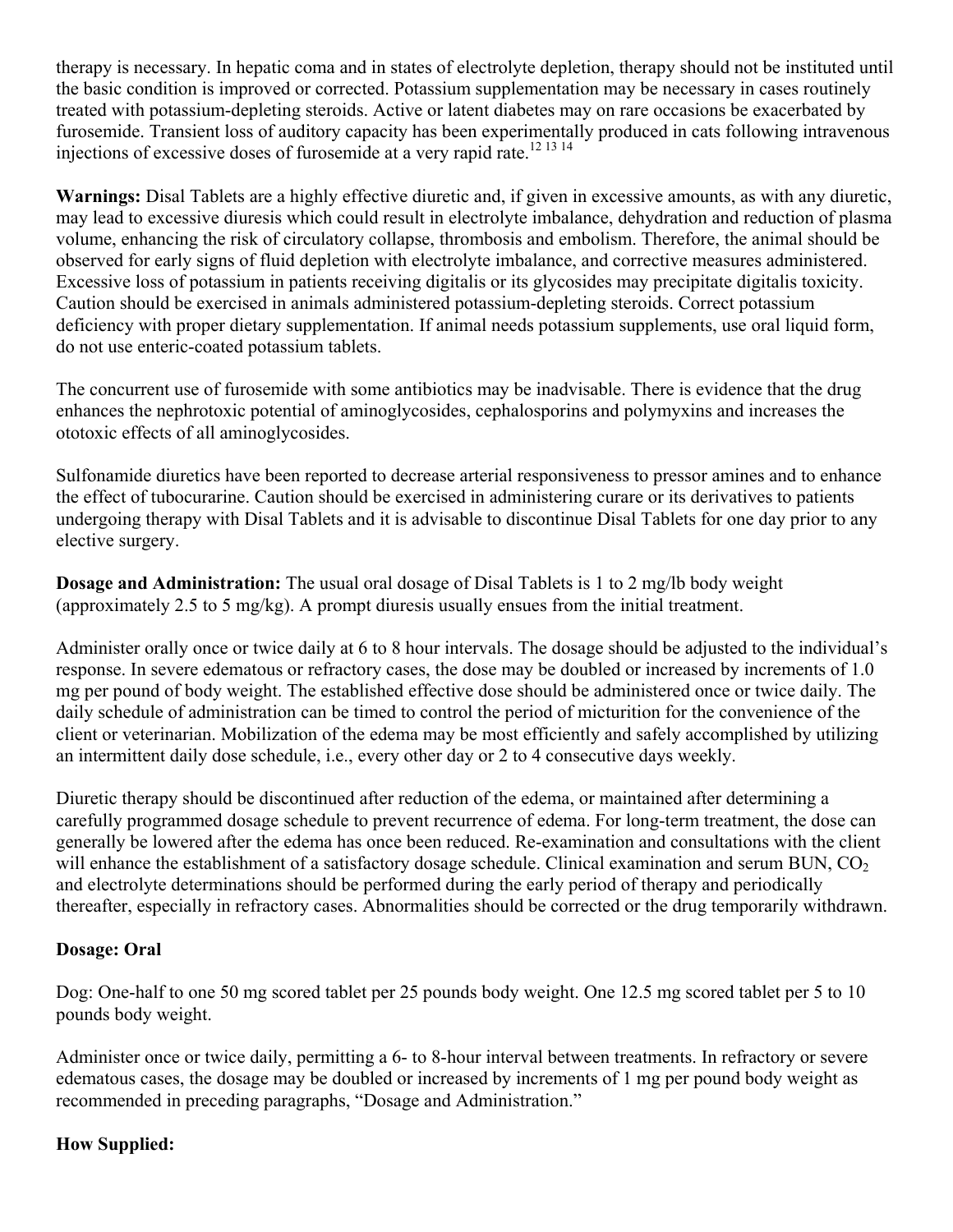therapy is necessary. In hepatic coma and in states of electrolyte depletion, therapy should not be instituted until the basic condition is improved or corrected. Potassium supplementation may be necessary in cases routinely treated with potassium-depleting steroids. Active or latent diabetes may on rare occasions be exacerbated by furosemide. Transient loss of auditory capacity has been experimentally produced in cats following intravenous injections of excessive doses of furosemide at a very rapid rate.[12 13 14]

**Warnings:** Disal Tablets are a highly effective diuretic and, if given in excessive amounts, as with any diuretic, may lead to excessive diuresis which could result in electrolyte imbalance, dehydration and reduction of plasma volume, enhancing the risk of circulatory collapse, thrombosis and embolism. Therefore, the animal should be observed for early signs of fluid depletion with electrolyte imbalance, and corrective measures administered. Excessive loss of potassium in patients receiving digitalis or its glycosides may precipitate digitalis toxicity. Caution should be exercised in animals administered potassium-depleting steroids. Correct potassium deficiency with proper dietary supplementation. If animal needs potassium supplements, use oral liquid form, do not use enteric-coated potassium tablets.

The concurrent use of furosemide with some antibiotics may be inadvisable. There is evidence that the drug enhances the nephrotoxic potential of aminoglycosides, cephalosporins and polymyxins and increases the ototoxic effects of all aminoglycosides.

Sulfonamide diuretics have been reported to decrease arterial responsiveness to pressor amines and to enhance the effect of tubocurarine. Caution should be exercised in administering curare or its derivatives to patients undergoing therapy with Disal Tablets and it is advisable to discontinue Disal Tablets for one day prior to any elective surgery.

**Dosage and Administration:** The usual oral dosage of Disal Tablets is 1 to 2 mg/lb body weight (approximately 2.5 to 5 mg/kg). A prompt diuresis usually ensues from the initial treatment.

Administer orally once or twice daily at 6 to 8 hour intervals. The dosage should be adjusted to the individual's response. In severe edematous or refractory cases, the dose may be doubled or increased by increments of 1.0 mg per pound of body weight. The established effective dose should be administered once or twice daily. The daily schedule of administration can be timed to control the period of micturition for the convenience of the client or veterinarian. Mobilization of the edema may be most efficiently and safely accomplished by utilizing an intermittent daily dose schedule, i.e., every other day or 2 to 4 consecutive days weekly.

Diuretic therapy should be discontinued after reduction of the edema, or maintained after determining a carefully programmed dosage schedule to prevent recurrence of edema. For long-term treatment, the dose can generally be lowered after the edema has once been reduced. Re-examination and consultations with the client will enhance the establishment of a satisfactory dosage schedule. Clinical examination and serum BUN, $CO_2$ and electrolyte determinations should be performed during the early period of therapy and periodically thereafter, especially in refractory cases. Abnormalities should be corrected or the drug temporarily withdrawn.

**Dosage: Oral**

Dog: One-half to one 50 mg scored tablet per 25 pounds body weight. One 12.5 mg scored tablet per 5 to 10 pounds body weight.

Administer once or twice daily, permitting a 6- to 8-hour interval between treatments. In refractory or severe edematous cases, the dosage may be doubled or increased by increments of 1 mg per pound body weight as recommended in preceding paragraphs, "Dosage and Administration."

**How Supplied:**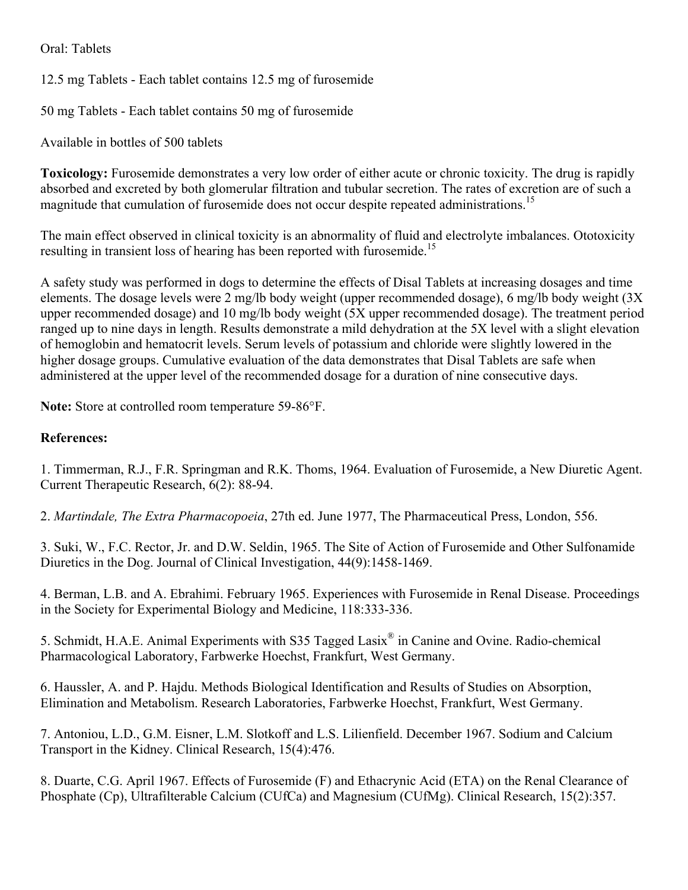Oral: Tablets

12.5 mg Tablets - Each tablet contains 12.5 mg of furosemide

50 mg Tablets - Each tablet contains 50 mg of furosemide

Available in bottles of 500 tablets

**Toxicology:** Furosemide demonstrates a very low order of either acute or chronic toxicity. The drug is rapidly absorbed and excreted by both glomerular filtration and tubular secretion. The rates of excretion are of such a magnitude that cumulation of furosemide does not occur despite repeated administrations.[15]

The main effect observed in clinical toxicity is an abnormality of fluid and electrolyte imbalances. Ototoxicity resulting in transient loss of hearing has been reported with furosemide.[15]

A safety study was performed in dogs to determine the effects of Disal Tablets at increasing dosages and time elements. The dosage levels were 2 mg/lb body weight (upper recommended dosage), 6 mg/lb body weight (3X upper recommended dosage) and 10 mg/lb body weight (5X upper recommended dosage). The treatment period ranged up to nine days in length. Results demonstrate a mild dehydration at the 5X level with a slight elevation of hemoglobin and hematocrit levels. Serum levels of potassium and chloride were slightly lowered in the higher dosage groups. Cumulative evaluation of the data demonstrates that Disal Tablets are safe when administered at the upper level of the recommended dosage for a duration of nine consecutive days.

**Note:** Store at controlled room temperature 59-86°F.

**References:**

1. Timmerman, R.J., F.R. Springman and R.K. Thoms, 1964. Evaluation of Furosemide, a New Diuretic Agent. Current Therapeutic Research, 6(2): 88-94.

2. *Martindale, The Extra Pharmacopoeia*, 27th ed. June 1977, The Pharmaceutical Press, London, 556.

3. Suki, W., F.C. Rector, Jr. and D.W. Seldin, 1965. The Site of Action of Furosemide and Other Sulfonamide Diuretics in the Dog. Journal of Clinical Investigation, 44(9):1458-1469.

4. Berman, L.B. and A. Ebrahimi. February 1965. Experiences with Furosemide in Renal Disease. Proceedings in the Society for Experimental Biology and Medicine, 118:333-336.

5. Schmidt, H.A.E. Animal Experiments with S35 Tagged Lasix® in Canine and Ovine. Radio-chemical Pharmacological Laboratory, Farbwerke Hoechst, Frankfurt, West Germany.

6. Haussler, A. and P. Hajdu. Methods Biological Identification and Results of Studies on Absorption, Elimination and Metabolism. Research Laboratories, Farbwerke Hoechst, Frankfurt, West Germany.

7. Antoniou, L.D., G.M. Eisner, L.M. Slotkoff and L.S. Lilienfield. December 1967. Sodium and Calcium Transport in the Kidney. Clinical Research, 15(4):476.

8. Duarte, C.G. April 1967. Effects of Furosemide (F) and Ethacrynic Acid (ETA) on the Renal Clearance of Phosphate (Cp), Ultrafilterable Calcium (CUfCa) and Magnesium (CUfMg). Clinical Research, 15(2):357.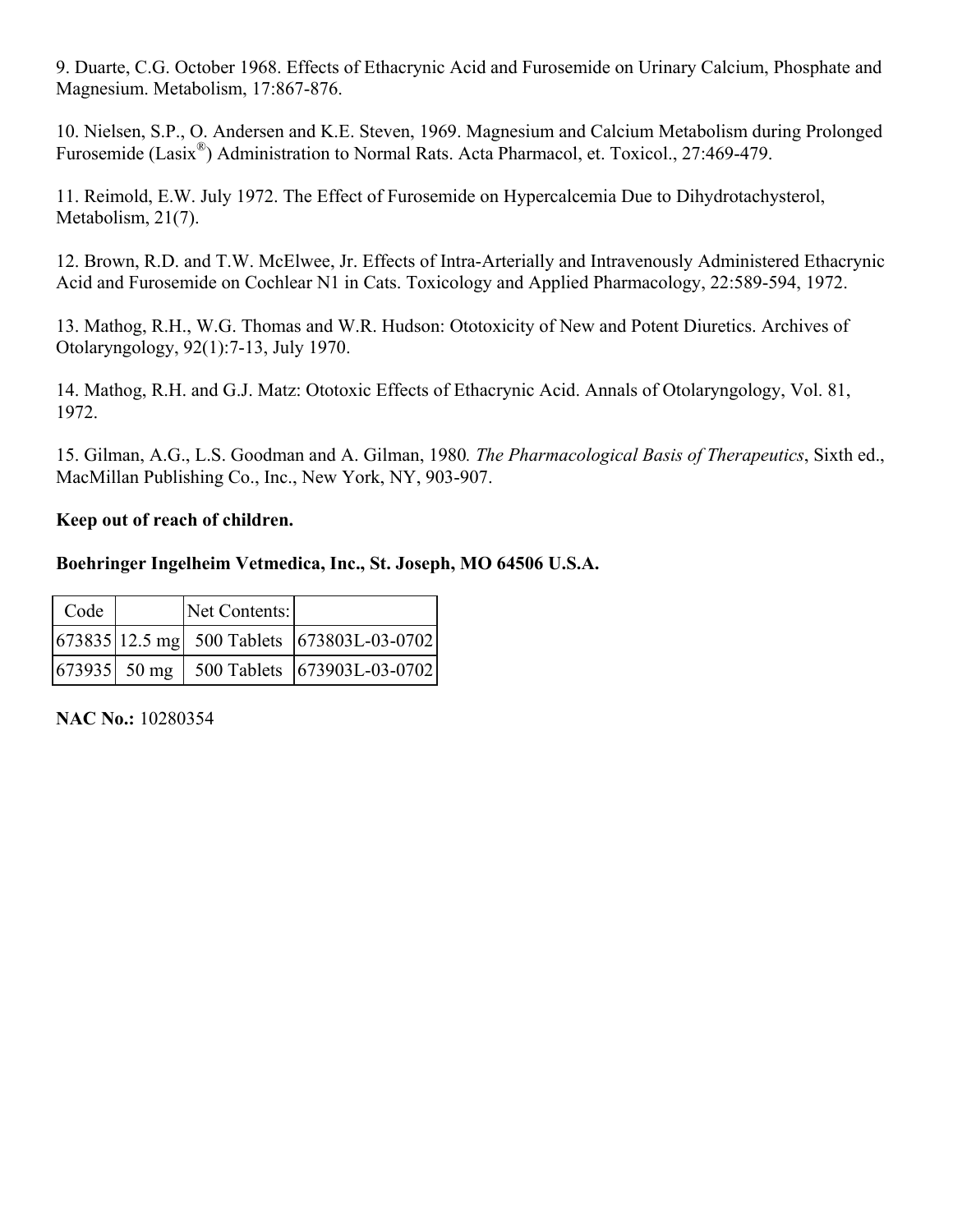9. Duarte, C.G. October 1968. Effects of Ethacrynic Acid and Furosemide on Urinary Calcium, Phosphate and Magnesium. Metabolism, 17:867-876.

10. Nielsen, S.P., O. Andersen and K.E. Steven, 1969. Magnesium and Calcium Metabolism during Prolonged Furosemide (Lasix®) Administration to Normal Rats. Acta Pharmacol, et. Toxicol., 27:469-479.

11. Reimold, E.W. July 1972. The Effect of Furosemide on Hypercalcemia Due to Dihydrotachysterol, Metabolism, 21(7).

12. Brown, R.D. and T.W. McElwee, Jr. Effects of Intra-Arterially and Intravenously Administered Ethacrynic Acid and Furosemide on Cochlear N1 in Cats. Toxicology and Applied Pharmacology, 22:589-594, 1972.

13. Mathog, R.H., W.G. Thomas and W.R. Hudson: Ototoxicity of New and Potent Diuretics. Archives of Otolaryngology, 92(1):7-13, July 1970.

14. Mathog, R.H. and G.J. Matz: Ototoxic Effects of Ethacrynic Acid. Annals of Otolaryngology, Vol. 81, 1972.

15. Gilman, A.G., L.S. Goodman and A. Gilman, 1980. *The Pharmacological Basis of Therapeutics*, Sixth ed., MacMillan Publishing Co., Inc., New York, NY, 903-907.

**Keep out of reach of children.**

**Boehringer Ingelheim Vetmedica, Inc., St. Joseph, MO 64506 U.S.A.**

| Code | | Net Contents: | |
|---|---|---|---|
| 673835 | 12.5 mg | 500 Tablets | 673803L-03-0702 |
| 673935 | 50 mg | 500 Tablets | 673903L-03-0702 |

**NAC No.:** 10280354